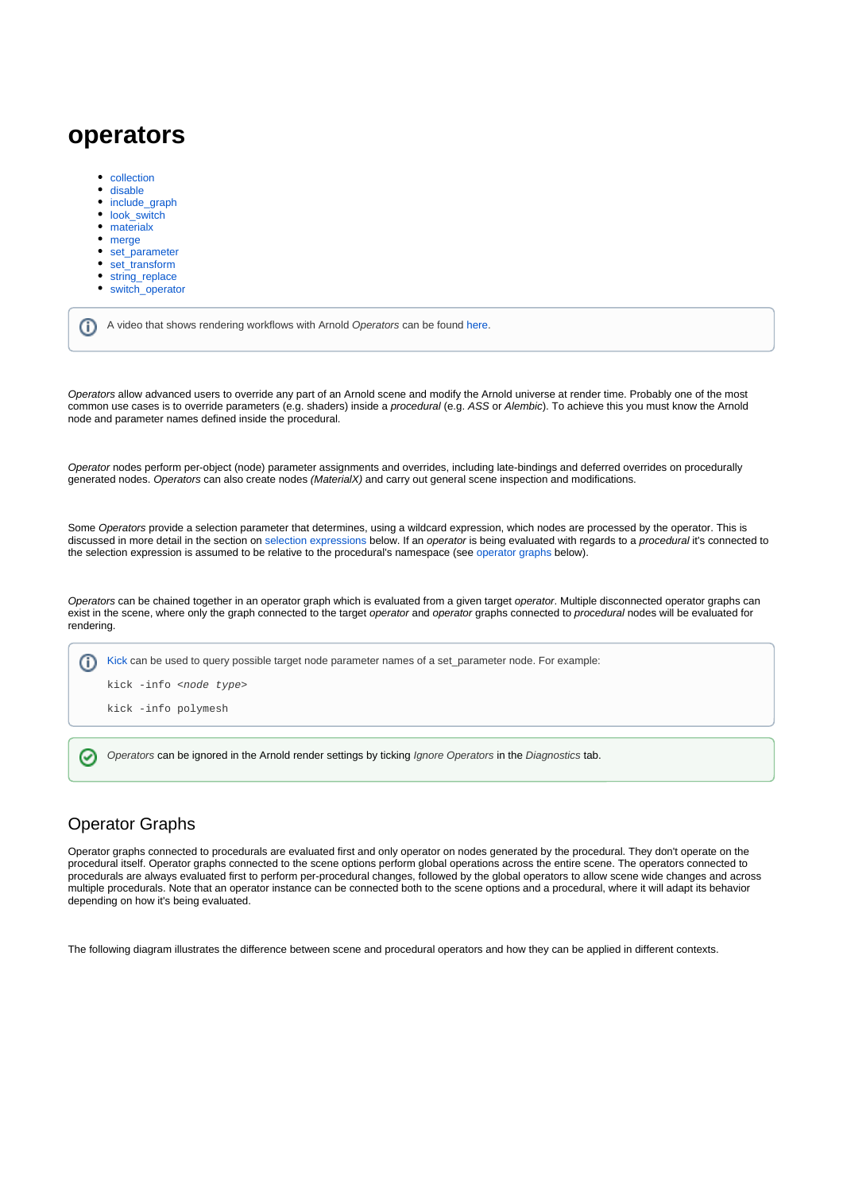# operators

- collection
- disable
- include_graph
- look_switch
- materialx
- merge
- set_parameter
- set_transform
- string_replace
- switch_operator

> A video that shows rendering workflows with Arnold *Operators* can be found here.

*Operators* allow advanced users to override any part of an Arnold scene and modify the Arnold universe at render time. Probably one of the most common use cases is to override parameters (e.g. shaders) inside a *procedural* (e.g. *ASS* or *Alembic*). To achieve this you must know the Arnold node and parameter names defined inside the procedural.

*Operator* nodes perform per-object (node) parameter assignments and overrides, including late-bindings and deferred overrides on procedurally generated nodes. *Operators* can also create nodes *(MaterialX)* and carry out general scene inspection and modifications.

Some *Operators* provide a selection parameter that determines, using a wildcard expression, which nodes are processed by the operator. This is discussed in more detail in the section on selection expressions below. If an *operator* is being evaluated with regards to a *procedural* it's connected to the selection expression is assumed to be relative to the procedural's namespace (see operator graphs below).

*Operators* can be chained together in an operator graph which is evaluated from a given target *operator*. Multiple disconnected operator graphs can exist in the scene, where only the graph connected to the target *operator* and *operator* graphs connected to *procedural* nodes will be evaluated for rendering.

> Kick can be used to query possible target node parameter names of a set_parameter node. For example:
>
> ```
> kick -info <node type>
> ```
>
> ```
> kick -info polymesh
> ```

> *Operators* can be ignored in the Arnold render settings by ticking *Ignore Operators* in the *Diagnostics* tab.

## Operator Graphs

Operator graphs connected to procedurals are evaluated first and only operator on nodes generated by the procedural. They don't operate on the procedural itself. Operator graphs connected to the scene options perform global operations across the entire scene. The operators connected to procedurals are always evaluated first to perform per-procedural changes, followed by the global operators to allow scene wide changes and across multiple procedurals. Note that an operator instance can be connected both to the scene options and a procedural, where it will adapt its behavior depending on how it's being evaluated.

The following diagram illustrates the difference between scene and procedural operators and how they can be applied in different contexts.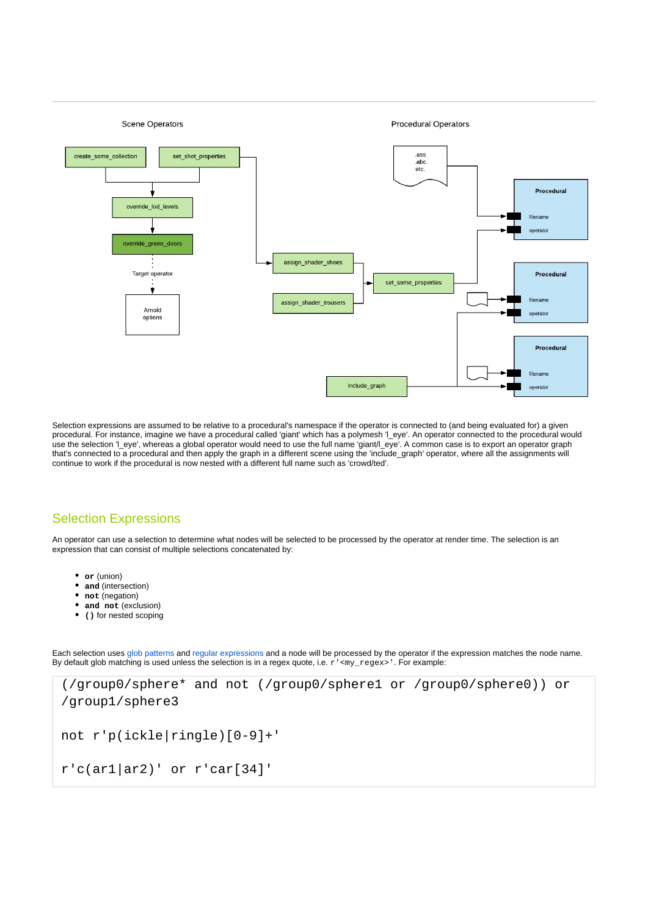Selection expressions are assumed to be relative to a procedural's namespace if the operator is connected to (and being evaluated for) a given procedural. For instance, imagine we have a procedural called 'giant' which has a polymesh 'l_eye'. An operator connected to the procedural would use the selection 'l_eye', whereas a global operator would need to use the full name 'giant/l_eye'. A common case is to export an operator graph that's connected to a procedural and then apply the graph in a different scene using the 'include_graph' operator, where all the assignments will continue to work if the procedural is now nested with a different full name such as 'crowd/ted'.

## Selection Expressions

An operator can use a selection to determine what nodes will be selected to be processed by the operator at render time. The selection is an expression that can consist of multiple selections concatenated by:

- **or** (union)
- **and** (intersection)
- **not** (negation)
- **and not** (exclusion)
- **()** for nested scoping

Each selection uses glob patterns and regular expressions and a node will be processed by the operator if the expression matches the node name. By default glob matching is used unless the selection is in a regex quote, i.e. `r'<my_regex>'`. For example:

```
(/group0/sphere* and not (/group0/sphere1 or /group0/sphere0)) or
/group1/sphere3

not r'p(ickle|ringle)[0-9]+'

r'c(ar1|ar2)' or r'car[34]'
```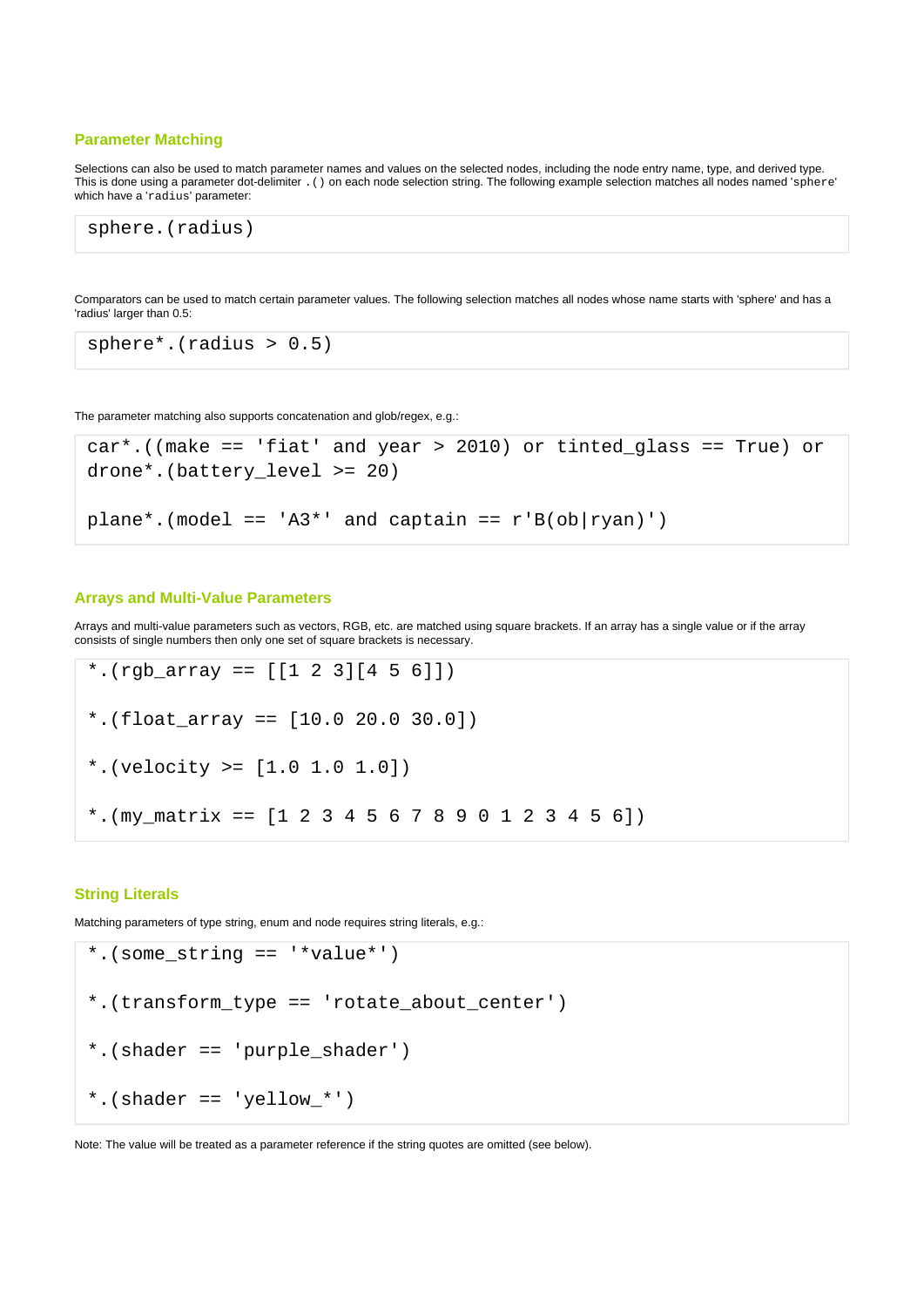## Parameter Matching

Selections can also be used to match parameter names and values on the selected nodes, including the node entry name, type, and derived type. This is done using a parameter dot-delimiter `.()` on each node selection string. The following example selection matches all nodes named '`sphere`' which have a '`radius`' parameter:

```
sphere.(radius)
```

Comparators can be used to match certain parameter values. The following selection matches all nodes whose name starts with 'sphere' and has a 'radius' larger than 0.5:

```
sphere*.(radius > 0.5)
```

The parameter matching also supports concatenation and glob/regex, e.g.:

```
car*.((make == 'fiat' and year > 2010) or tinted_glass == True) or
drone*.(battery_level >= 20)

plane*.(model == 'A3*' and captain == r'B(ob|ryan)')
```

## Arrays and Multi-Value Parameters

Arrays and multi-value parameters such as vectors, RGB, etc. are matched using square brackets. If an array has a single value or if the array consists of single numbers then only one set of square brackets is necessary.

```
*.(rgb_array == [[1 2 3][4 5 6]])

*.(float_array == [10.0 20.0 30.0])

*.(velocity >= [1.0 1.0 1.0])

*.(my_matrix == [1 2 3 4 5 6 7 8 9 0 1 2 3 4 5 6])
```

## String Literals

Matching parameters of type string, enum and node requires string literals, e.g.:

```
*.(some_string == '*value*')

*.(transform_type == 'rotate_about_center')

*.(shader == 'purple_shader')

*.(shader == 'yellow_*')
```

Note: The value will be treated as a parameter reference if the string quotes are omitted (see below).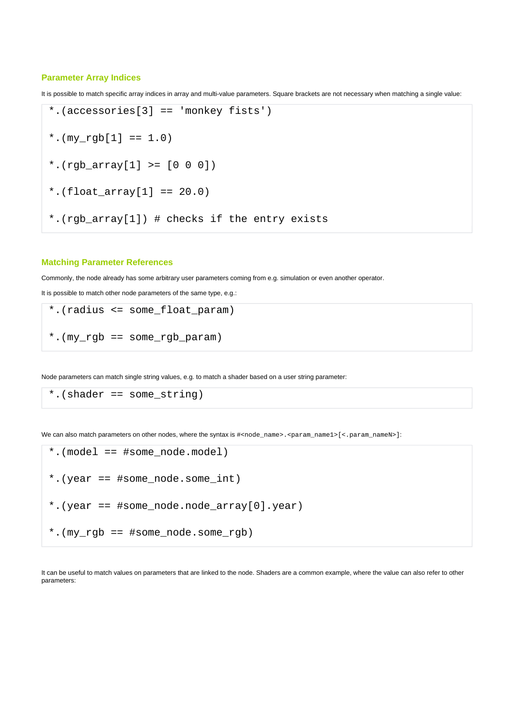### Parameter Array Indices

It is possible to match specific array indices in array and multi-value parameters. Square brackets are not necessary when matching a single value:

```
*.(accessories[3] == 'monkey fists')

*.(my_rgb[1] == 1.0)

*.(rgb_array[1] >= [0 0 0])

*.(float_array[1] == 20.0)

*.(rgb_array[1]) # checks if the entry exists
```

### Matching Parameter References

Commonly, the node already has some arbitrary user parameters coming from e.g. simulation or even another operator.

It is possible to match other node parameters of the same type, e.g.:

```
*.(radius <= some_float_param)

*.(my_rgb == some_rgb_param)
```

Node parameters can match single string values, e.g. to match a shader based on a user string parameter:

```
*.(shader == some_string)
```

We can also match parameters on other nodes, where the syntax is `#<node_name>.<param_name1>[<.param_nameN>]`:

```
*.(model == #some_node.model)

*.(year == #some_node.some_int)

*.(year == #some_node.node_array[0].year)

*.(my_rgb == #some_node.some_rgb)
```

It can be useful to match values on parameters that are linked to the node. Shaders are a common example, where the value can also refer to other parameters: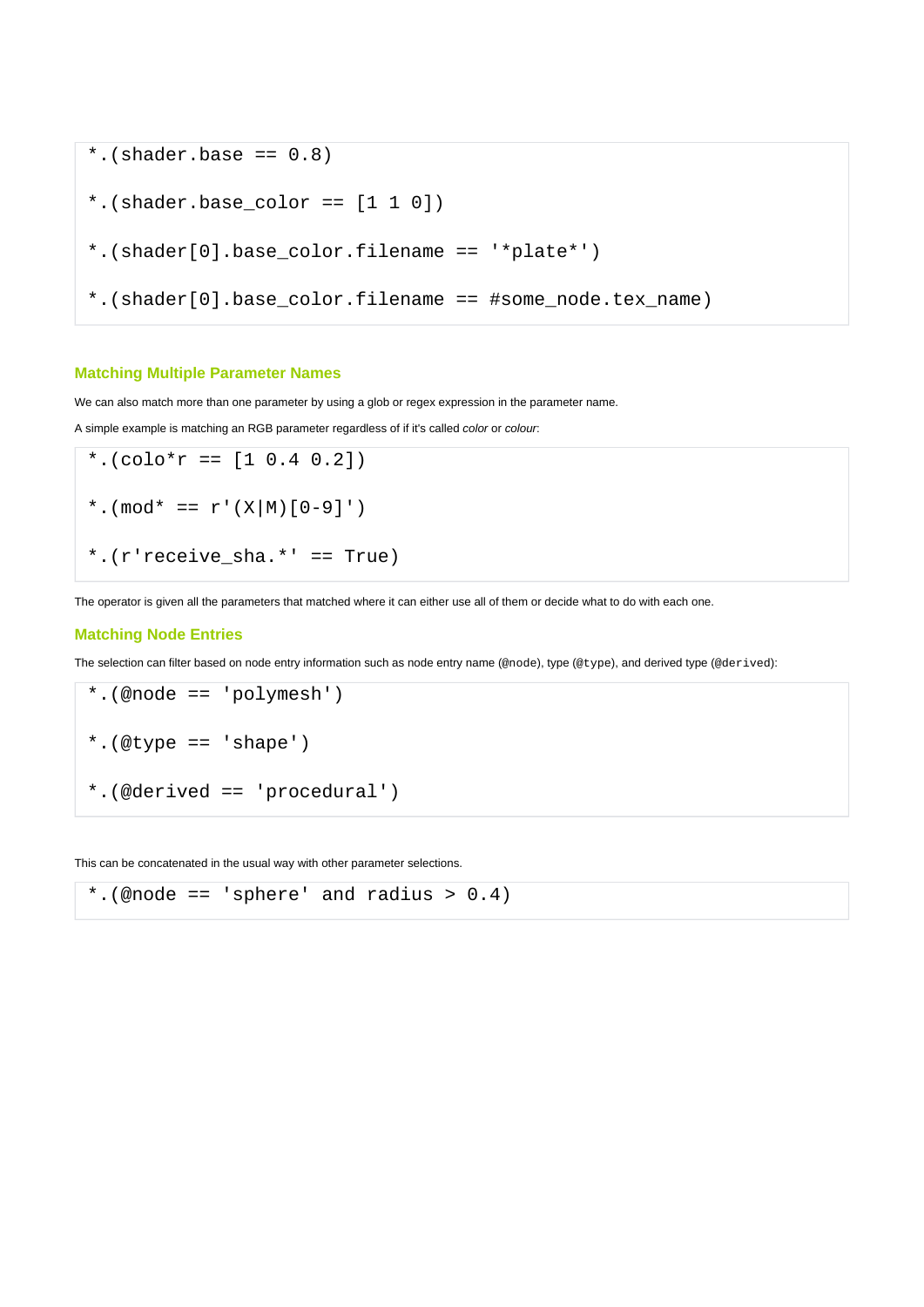```
*.(shader.base == 0.8)

*.(shader.base_color == [1 1 0])

*.(shader[0].base_color.filename == '*plate*')

*.(shader[0].base_color.filename == #some_node.tex_name)
```

## Matching Multiple Parameter Names

We can also match more than one parameter by using a glob or regex expression in the parameter name.

A simple example is matching an RGB parameter regardless of if it's called *color* or *colour*:

```
*.(colo*r == [1 0.4 0.2])

*.(mod* == r'(X|M)[0-9]')

*.(r'receive_sha.*' == True)
```

The operator is given all the parameters that matched where it can either use all of them or decide what to do with each one.

## Matching Node Entries

The selection can filter based on node entry information such as node entry name (`@node`), type (`@type`), and derived type (`@derived`):

```
*.(@node == 'polymesh')

*.(@type == 'shape')

*.(@derived == 'procedural')
```

This can be concatenated in the usual way with other parameter selections.

```
*.(@node == 'sphere' and radius > 0.4)
```